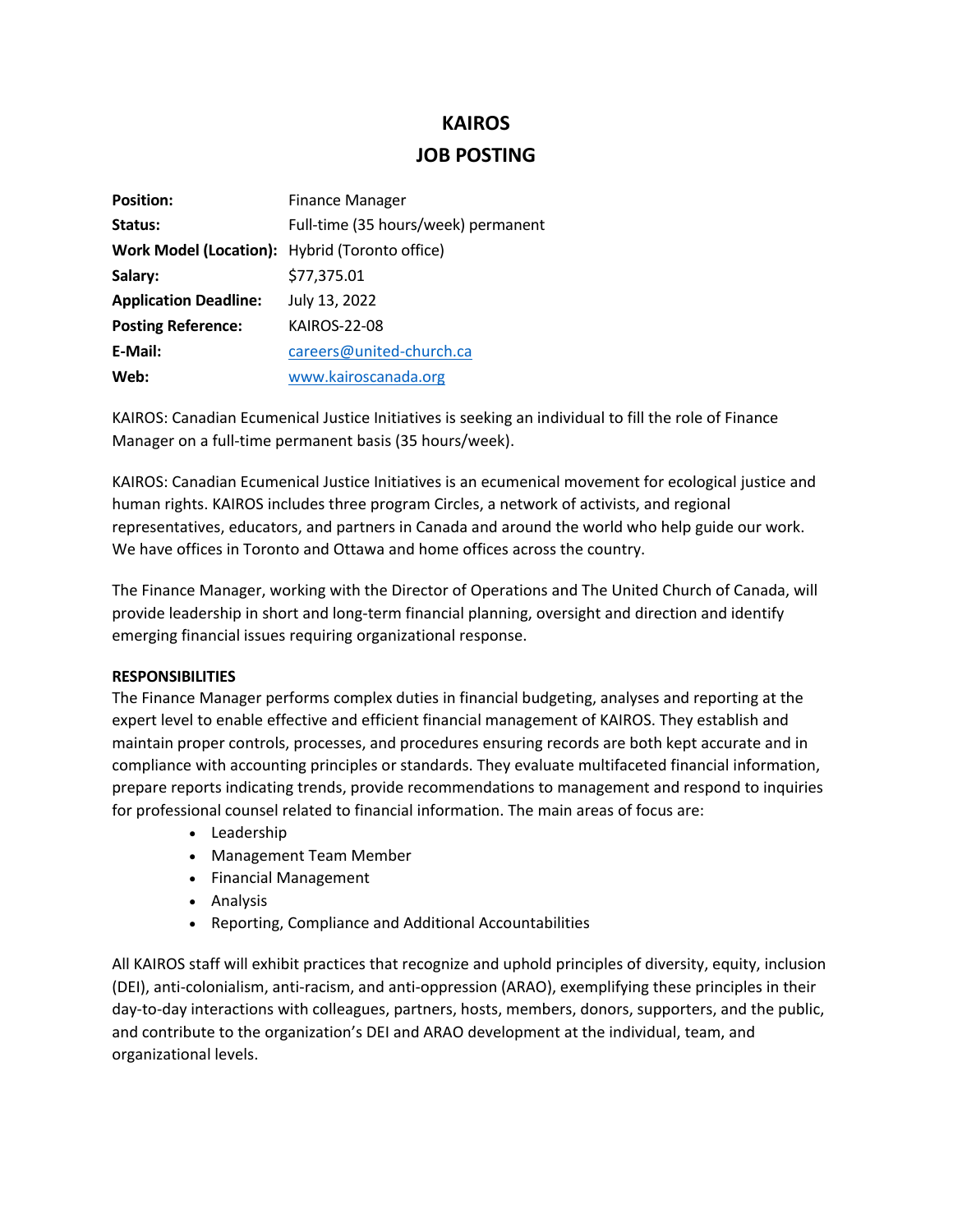# KAIROS

# JOB POSTING

| | |
|---|---|
| **Position:** | Finance Manager |
| **Status:** | Full-time (35 hours/week) permanent |
| **Work Model (Location):** | Hybrid (Toronto office) |
| **Salary:** | $77,375.01 |
| **Application Deadline:** | July 13, 2022 |
| **Posting Reference:** | KAIROS-22-08 |
| **E-Mail:** | careers@united-church.ca |
| **Web:** | www.kairoscanada.org |

KAIROS: Canadian Ecumenical Justice Initiatives is seeking an individual to fill the role of Finance Manager on a full-time permanent basis (35 hours/week).

KAIROS: Canadian Ecumenical Justice Initiatives is an ecumenical movement for ecological justice and human rights. KAIROS includes three program Circles, a network of activists, and regional representatives, educators, and partners in Canada and around the world who help guide our work. We have offices in Toronto and Ottawa and home offices across the country.

The Finance Manager, working with the Director of Operations and The United Church of Canada, will provide leadership in short and long-term financial planning, oversight and direction and identify emerging financial issues requiring organizational response.

**RESPONSIBILITIES**

The Finance Manager performs complex duties in financial budgeting, analyses and reporting at the expert level to enable effective and efficient financial management of KAIROS. They establish and maintain proper controls, processes, and procedures ensuring records are both kept accurate and in compliance with accounting principles or standards. They evaluate multifaceted financial information, prepare reports indicating trends, provide recommendations to management and respond to inquiries for professional counsel related to financial information. The main areas of focus are:

- Leadership
- Management Team Member
- Financial Management
- Analysis
- Reporting, Compliance and Additional Accountabilities

All KAIROS staff will exhibit practices that recognize and uphold principles of diversity, equity, inclusion (DEI), anti-colonialism, anti-racism, and anti-oppression (ARAO), exemplifying these principles in their day-to-day interactions with colleagues, partners, hosts, members, donors, supporters, and the public, and contribute to the organization's DEI and ARAO development at the individual, team, and organizational levels.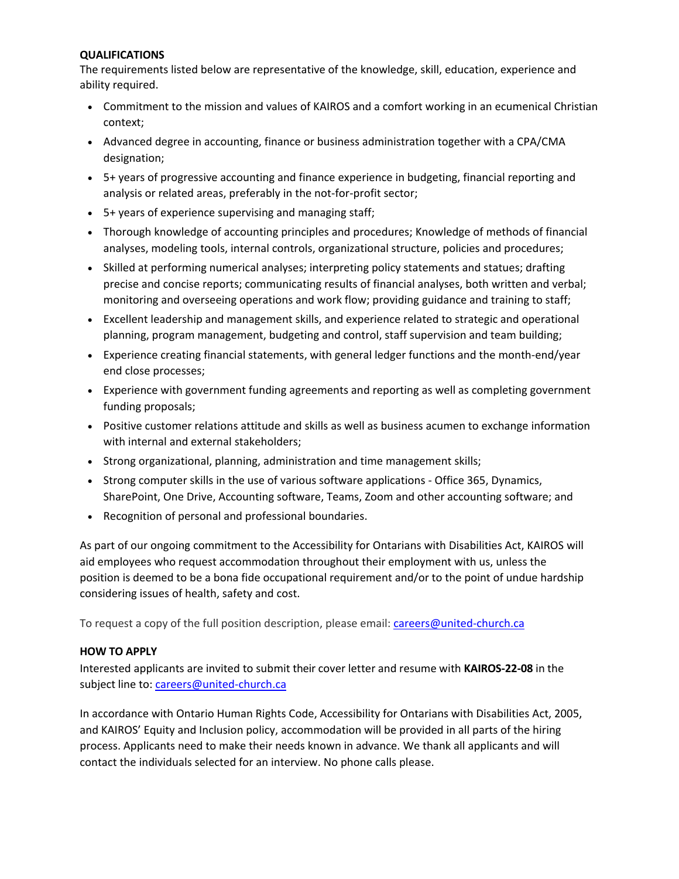**QUALIFICATIONS**

The requirements listed below are representative of the knowledge, skill, education, experience and ability required.

- Commitment to the mission and values of KAIROS and a comfort working in an ecumenical Christian context;
- Advanced degree in accounting, finance or business administration together with a CPA/CMA designation;
- 5+ years of progressive accounting and finance experience in budgeting, financial reporting and analysis or related areas, preferably in the not-for-profit sector;
- 5+ years of experience supervising and managing staff;
- Thorough knowledge of accounting principles and procedures; Knowledge of methods of financial analyses, modeling tools, internal controls, organizational structure, policies and procedures;
- Skilled at performing numerical analyses; interpreting policy statements and statues; drafting precise and concise reports; communicating results of financial analyses, both written and verbal; monitoring and overseeing operations and work flow; providing guidance and training to staff;
- Excellent leadership and management skills, and experience related to strategic and operational planning, program management, budgeting and control, staff supervision and team building;
- Experience creating financial statements, with general ledger functions and the month-end/year end close processes;
- Experience with government funding agreements and reporting as well as completing government funding proposals;
- Positive customer relations attitude and skills as well as business acumen to exchange information with internal and external stakeholders;
- Strong organizational, planning, administration and time management skills;
- Strong computer skills in the use of various software applications - Office 365, Dynamics, SharePoint, One Drive, Accounting software, Teams, Zoom and other accounting software; and
- Recognition of personal and professional boundaries.

As part of our ongoing commitment to the Accessibility for Ontarians with Disabilities Act, KAIROS will aid employees who request accommodation throughout their employment with us, unless the position is deemed to be a bona fide occupational requirement and/or to the point of undue hardship considering issues of health, safety and cost.

To request a copy of the full position description, please email: careers@united-church.ca

**HOW TO APPLY**

Interested applicants are invited to submit their cover letter and resume with **KAIROS-22-08** in the subject line to: careers@united-church.ca

In accordance with Ontario Human Rights Code, Accessibility for Ontarians with Disabilities Act, 2005, and KAIROS' Equity and Inclusion policy, accommodation will be provided in all parts of the hiring process. Applicants need to make their needs known in advance. We thank all applicants and will contact the individuals selected for an interview. No phone calls please.